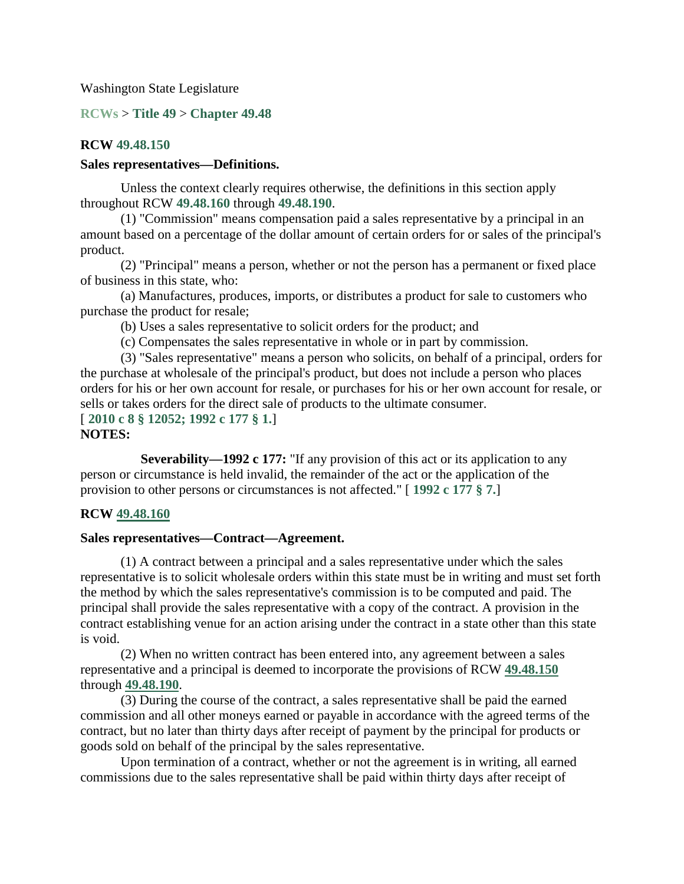Washington State Legislature

**RCWs** > **Title 49** > **Chapter 49.48**

**RCW 49.48.150**

**Sales representatives—Definitions.**

Unless the context clearly requires otherwise, the definitions in this section apply throughout RCW **49.48.160** through **49.48.190**.

(1) "Commission" means compensation paid a sales representative by a principal in an amount based on a percentage of the dollar amount of certain orders for or sales of the principal's product.

(2) "Principal" means a person, whether or not the person has a permanent or fixed place of business in this state, who:

(a) Manufactures, produces, imports, or distributes a product for sale to customers who purchase the product for resale;

(b) Uses a sales representative to solicit orders for the product; and

(c) Compensates the sales representative in whole or in part by commission.

(3) "Sales representative" means a person who solicits, on behalf of a principal, orders for the purchase at wholesale of the principal's product, but does not include a person who places orders for his or her own account for resale, or purchases for his or her own account for resale, or sells or takes orders for the direct sale of products to the ultimate consumer.

[ **2010 c 8 § 12052; 1992 c 177 § 1.**]

**NOTES:**

**Severability—1992 c 177:** "If any provision of this act or its application to any person or circumstance is held invalid, the remainder of the act or the application of the provision to other persons or circumstances is not affected." [ **1992 c 177 § 7.**]

**RCW 49.48.160**

**Sales representatives—Contract—Agreement.**

(1) A contract between a principal and a sales representative under which the sales representative is to solicit wholesale orders within this state must be in writing and must set forth the method by which the sales representative's commission is to be computed and paid. The principal shall provide the sales representative with a copy of the contract. A provision in the contract establishing venue for an action arising under the contract in a state other than this state is void.

(2) When no written contract has been entered into, any agreement between a sales representative and a principal is deemed to incorporate the provisions of RCW **49.48.150** through **49.48.190**.

(3) During the course of the contract, a sales representative shall be paid the earned commission and all other moneys earned or payable in accordance with the agreed terms of the contract, but no later than thirty days after receipt of payment by the principal for products or goods sold on behalf of the principal by the sales representative.

Upon termination of a contract, whether or not the agreement is in writing, all earned commissions due to the sales representative shall be paid within thirty days after receipt of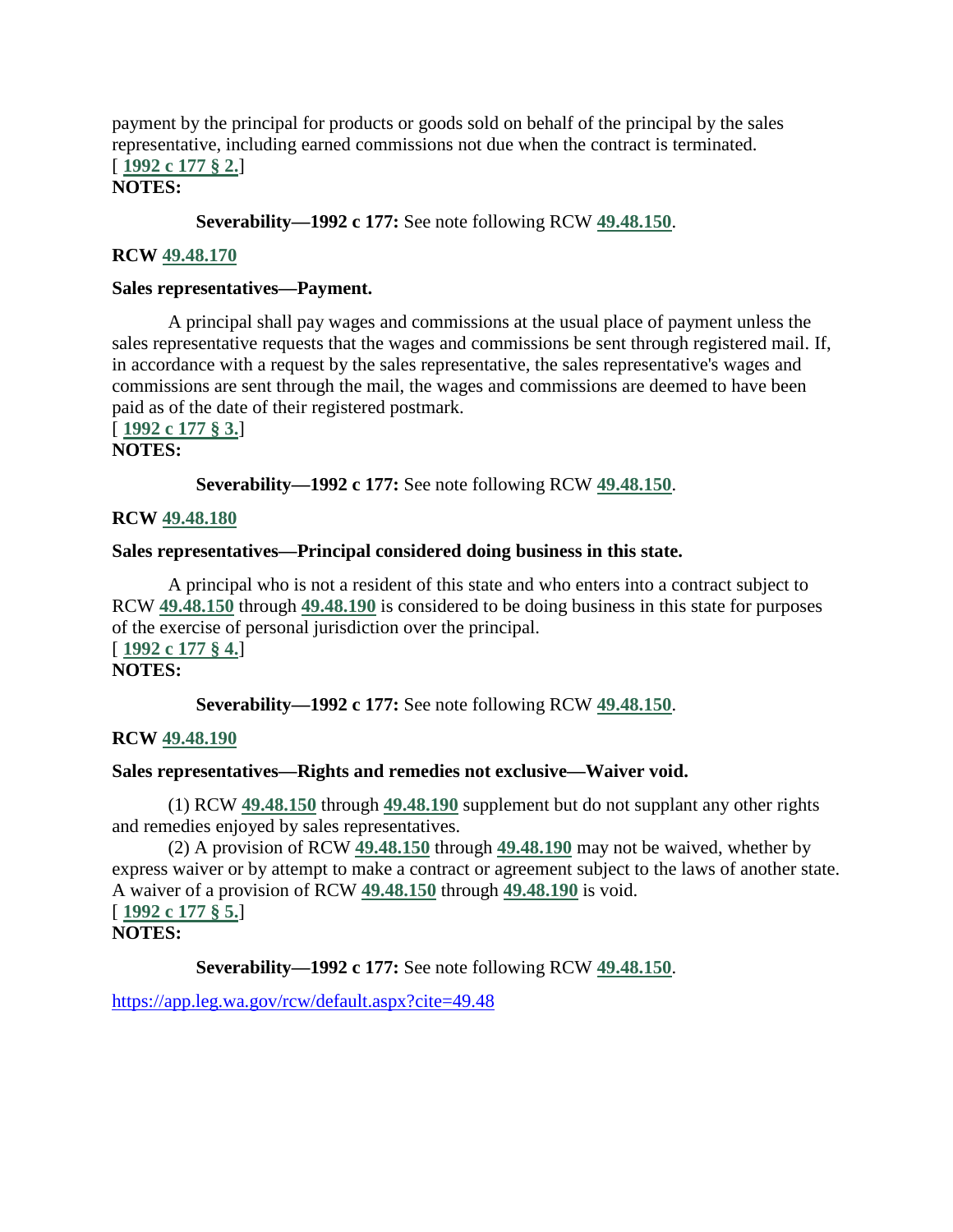payment by the principal for products or goods sold on behalf of the principal by the sales representative, including earned commissions not due when the contract is terminated.
[ **1992 c 177 § 2.**]
**NOTES:**

**Severability—1992 c 177:** See note following RCW **49.48.150**.

**RCW 49.48.170**

**Sales representatives—Payment.**

A principal shall pay wages and commissions at the usual place of payment unless the sales representative requests that the wages and commissions be sent through registered mail. If, in accordance with a request by the sales representative, the sales representative's wages and commissions are sent through the mail, the wages and commissions are deemed to have been paid as of the date of their registered postmark.
[ **1992 c 177 § 3.**]
**NOTES:**

**Severability—1992 c 177:** See note following RCW **49.48.150**.

**RCW 49.48.180**

**Sales representatives—Principal considered doing business in this state.**

A principal who is not a resident of this state and who enters into a contract subject to RCW **49.48.150** through **49.48.190** is considered to be doing business in this state for purposes of the exercise of personal jurisdiction over the principal.
[ **1992 c 177 § 4.**]
**NOTES:**

**Severability—1992 c 177:** See note following RCW **49.48.150**.

**RCW 49.48.190**

**Sales representatives—Rights and remedies not exclusive—Waiver void.**

(1) RCW **49.48.150** through **49.48.190** supplement but do not supplant any other rights and remedies enjoyed by sales representatives.

(2) A provision of RCW **49.48.150** through **49.48.190** may not be waived, whether by express waiver or by attempt to make a contract or agreement subject to the laws of another state. A waiver of a provision of RCW **49.48.150** through **49.48.190** is void.
[ **1992 c 177 § 5.**]
**NOTES:**

**Severability—1992 c 177:** See note following RCW **49.48.150**.

https://app.leg.wa.gov/rcw/default.aspx?cite=49.48